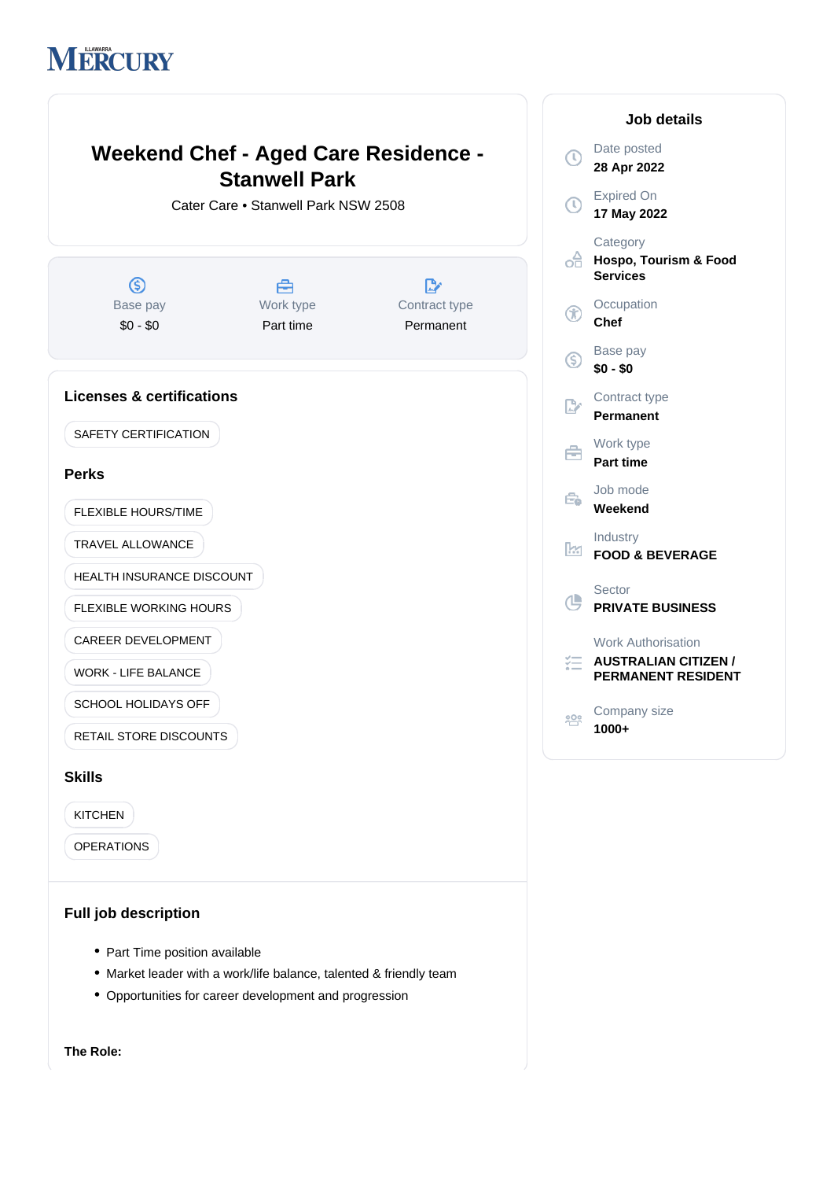# Weekend Chef - Aged Care Residence - Stanwell Park

Cater Care • Stanwell Park NSW 2508

| Base pay | Work type | Contract type |
|---|---|---|
| $0 - $0 | Part time | Permanent |

## Licenses & certifications

- SAFETY CERTIFICATION

## Perks

- FLEXIBLE HOURS/TIME
- TRAVEL ALLOWANCE
- HEALTH INSURANCE DISCOUNT
- FLEXIBLE WORKING HOURS
- CAREER DEVELOPMENT
- WORK - LIFE BALANCE
- SCHOOL HOLIDAYS OFF
- RETAIL STORE DISCOUNTS

## Skills

- KITCHEN
- OPERATIONS

## Full job description

- Part Time position available
- Market leader with a work/life balance, talented & friendly team
- Opportunities for career development and progression

**The Role:**

## Job details

Date posted
**28 Apr 2022**

Expired On
**17 May 2022**

Category
**Hospo, Tourism & Food Services**

Occupation
**Chef**

Base pay
**$0 - $0**

Contract type
**Permanent**

Work type
**Part time**

Job mode
**Weekend**

Industry
**FOOD & BEVERAGE**

Sector
**PRIVATE BUSINESS**

Work Authorisation
**AUSTRALIAN CITIZEN / PERMANENT RESIDENT**

Company size
**1000+**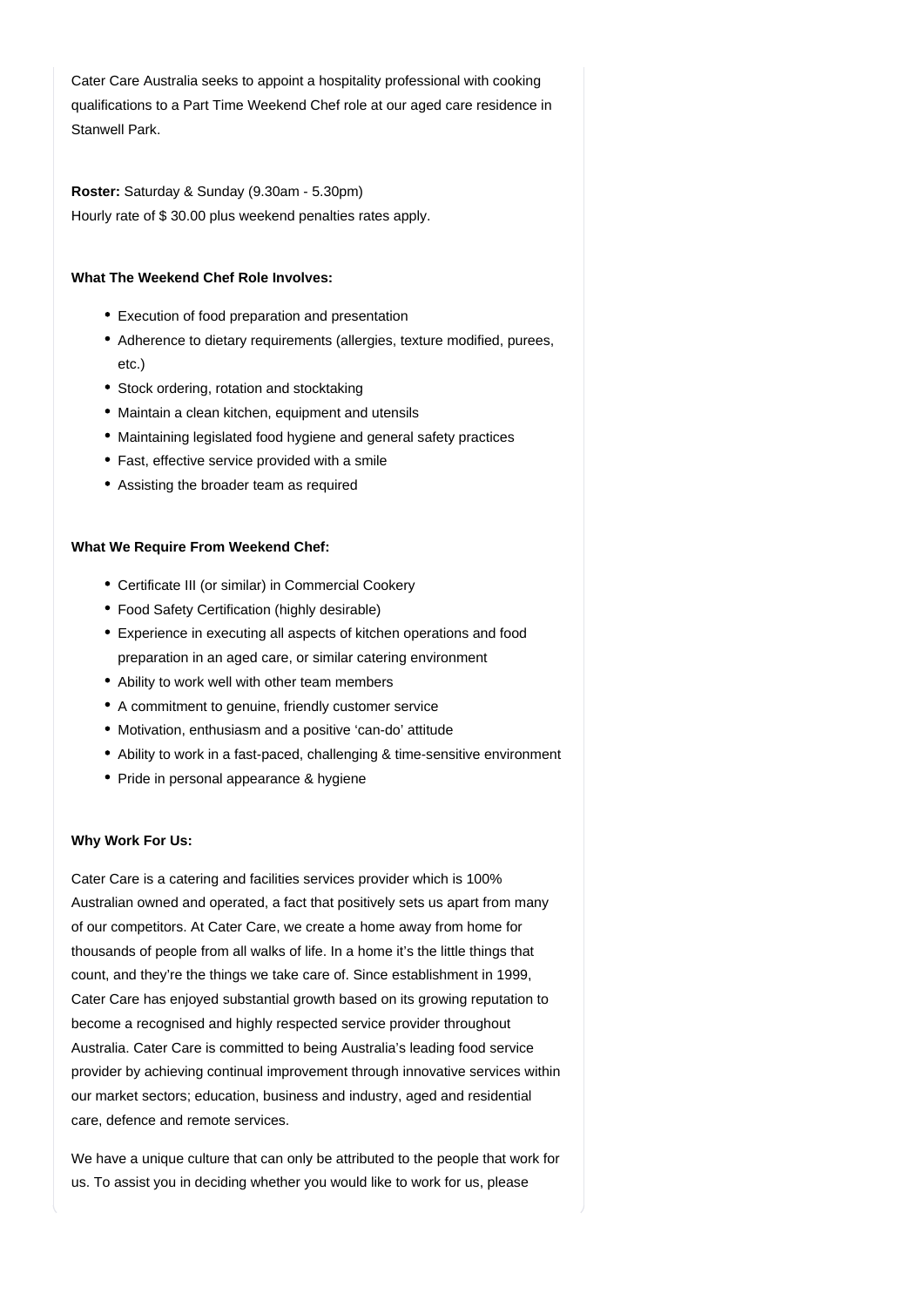Cater Care Australia seeks to appoint a hospitality professional with cooking qualifications to a Part Time Weekend Chef role at our aged care residence in Stanwell Park.

**Roster:** Saturday & Sunday (9.30am - 5.30pm)
Hourly rate of $ 30.00 plus weekend penalties rates apply.

**What The Weekend Chef Role Involves:**

- Execution of food preparation and presentation
- Adherence to dietary requirements (allergies, texture modified, purees, etc.)
- Stock ordering, rotation and stocktaking
- Maintain a clean kitchen, equipment and utensils
- Maintaining legislated food hygiene and general safety practices
- Fast, effective service provided with a smile
- Assisting the broader team as required

**What We Require From Weekend Chef:**

- Certificate III (or similar) in Commercial Cookery
- Food Safety Certification (highly desirable)
- Experience in executing all aspects of kitchen operations and food preparation in an aged care, or similar catering environment
- Ability to work well with other team members
- A commitment to genuine, friendly customer service
- Motivation, enthusiasm and a positive 'can-do' attitude
- Ability to work in a fast-paced, challenging & time-sensitive environment
- Pride in personal appearance & hygiene

**Why Work For Us:**

Cater Care is a catering and facilities services provider which is 100% Australian owned and operated, a fact that positively sets us apart from many of our competitors. At Cater Care, we create a home away from home for thousands of people from all walks of life. In a home it's the little things that count, and they're the things we take care of. Since establishment in 1999, Cater Care has enjoyed substantial growth based on its growing reputation to become a recognised and highly respected service provider throughout Australia. Cater Care is committed to being Australia's leading food service provider by achieving continual improvement through innovative services within our market sectors; education, business and industry, aged and residential care, defence and remote services.

We have a unique culture that can only be attributed to the people that work for us. To assist you in deciding whether you would like to work for us, please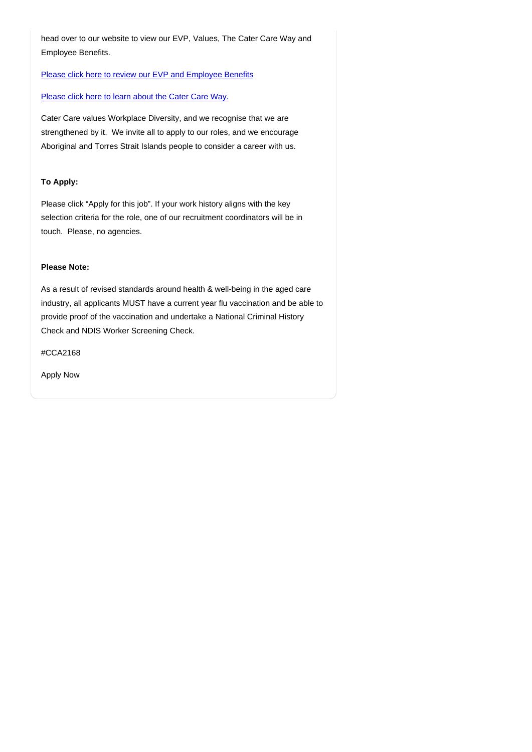head over to our website to view our EVP, Values, The Cater Care Way and Employee Benefits.

Please click here to review our EVP and Employee Benefits

Please click here to learn about the Cater Care Way.

Cater Care values Workplace Diversity, and we recognise that we are strengthened by it. We invite all to apply to our roles, and we encourage Aboriginal and Torres Strait Islands people to consider a career with us.

**To Apply:**

Please click "Apply for this job". If your work history aligns with the key selection criteria for the role, one of our recruitment coordinators will be in touch. Please, no agencies.

**Please Note:**

As a result of revised standards around health & well-being in the aged care industry, all applicants MUST have a current year flu vaccination and be able to provide proof of the vaccination and undertake a National Criminal History Check and NDIS Worker Screening Check.

#CCA2168

Apply Now